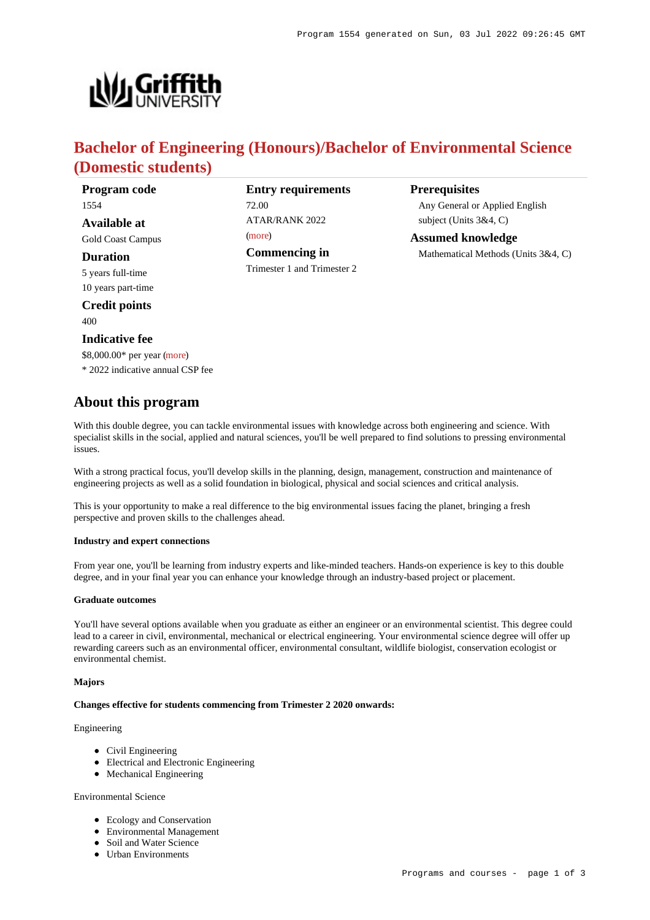# Bachelor of Engineering (Honours)/Bachelor of Environmental Science (Domestic students)

**Program code**
1554

**Available at**
Gold Coast Campus

**Duration**
5 years full-time
10 years part-time

**Credit points**
400

**Indicative fee**
$8,000.00* per year (more)
* 2022 indicative annual CSP fee

**Entry requirements**
72.00
ATAR/RANK 2022
(more)

**Commencing in**
Trimester 1 and Trimester 2

**Prerequisites**
Any General or Applied English subject (Units 3&4, C)

**Assumed knowledge**
Mathematical Methods (Units 3&4, C)

## About this program

With this double degree, you can tackle environmental issues with knowledge across both engineering and science. With specialist skills in the social, applied and natural sciences, you'll be well prepared to find solutions to pressing environmental issues.

With a strong practical focus, you'll develop skills in the planning, design, management, construction and maintenance of engineering projects as well as a solid foundation in biological, physical and social sciences and critical analysis.

This is your opportunity to make a real difference to the big environmental issues facing the planet, bringing a fresh perspective and proven skills to the challenges ahead.

#### Industry and expert connections

From year one, you'll be learning from industry experts and like-minded teachers. Hands-on experience is key to this double degree, and in your final year you can enhance your knowledge through an industry-based project or placement.

#### Graduate outcomes

You'll have several options available when you graduate as either an engineer or an environmental scientist. This degree could lead to a career in civil, environmental, mechanical or electrical engineering. Your environmental science degree will offer up rewarding careers such as an environmental officer, environmental consultant, wildlife biologist, conservation ecologist or environmental chemist.

#### Majors

**Changes effective for students commencing from Trimester 2 2020 onwards:**

Engineering

- Civil Engineering
- Electrical and Electronic Engineering
- Mechanical Engineering

Environmental Science

- Ecology and Conservation
- Environmental Management
- Soil and Water Science
- Urban Environments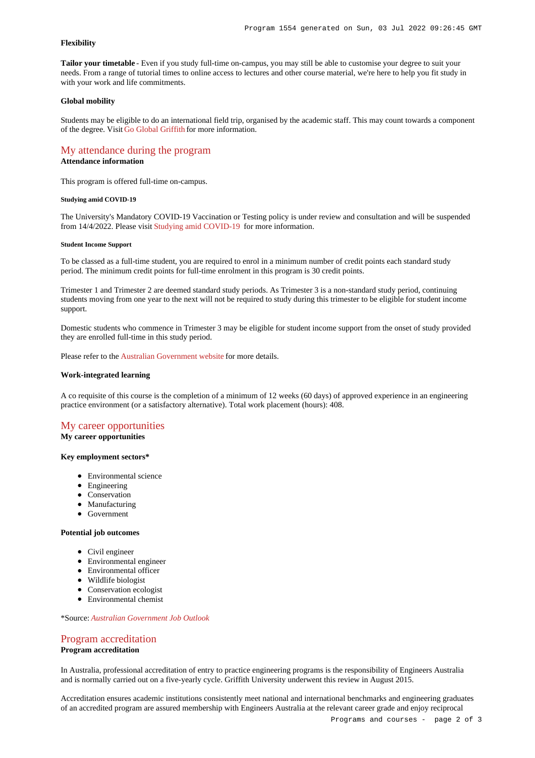#### Flexibility

**Tailor your timetable** - Even if you study full-time on-campus, you may still be able to customise your degree to suit your needs. From a range of tutorial times to online access to lectures and other course material, we're here to help you fit study in with your work and life commitments.

#### Global mobility

Students may be eligible to do an international field trip, organised by the academic staff. This may count towards a component of the degree. Visit Go Global Griffith for more information.

## My attendance during the program

#### Attendance information

This program is offered full-time on-campus.

##### Studying amid COVID-19

The University's Mandatory COVID-19 Vaccination or Testing policy is under review and consultation and will be suspended from 14/4/2022. Please visit Studying amid COVID-19 for more information.

##### Student Income Support

To be classed as a full-time student, you are required to enrol in a minimum number of credit points each standard study period. The minimum credit points for full-time enrolment in this program is 30 credit points.

Trimester 1 and Trimester 2 are deemed standard study periods. As Trimester 3 is a non-standard study period, continuing students moving from one year to the next will not be required to study during this trimester to be eligible for student income support.

Domestic students who commence in Trimester 3 may be eligible for student income support from the onset of study provided they are enrolled full-time in this study period.

Please refer to the Australian Government website for more details.

#### Work-integrated learning

A co requisite of this course is the completion of a minimum of 12 weeks (60 days) of approved experience in an engineering practice environment (or a satisfactory alternative). Total work placement (hours): 408.

## My career opportunities

#### My career opportunities

#### Key employment sectors*

- Environmental science
- Engineering
- Conservation
- Manufacturing
- Government

#### Potential job outcomes

- Civil engineer
- Environmental engineer
- Environmental officer
- Wildlife biologist
- Conservation ecologist
- Environmental chemist

*Source: *Australian Government Job Outlook*

## Program accreditation

#### Program accreditation

In Australia, professional accreditation of entry to practice engineering programs is the responsibility of Engineers Australia and is normally carried out on a five-yearly cycle. Griffith University underwent this review in August 2015.

Accreditation ensures academic institutions consistently meet national and international benchmarks and engineering graduates of an accredited program are assured membership with Engineers Australia at the relevant career grade and enjoy reciprocal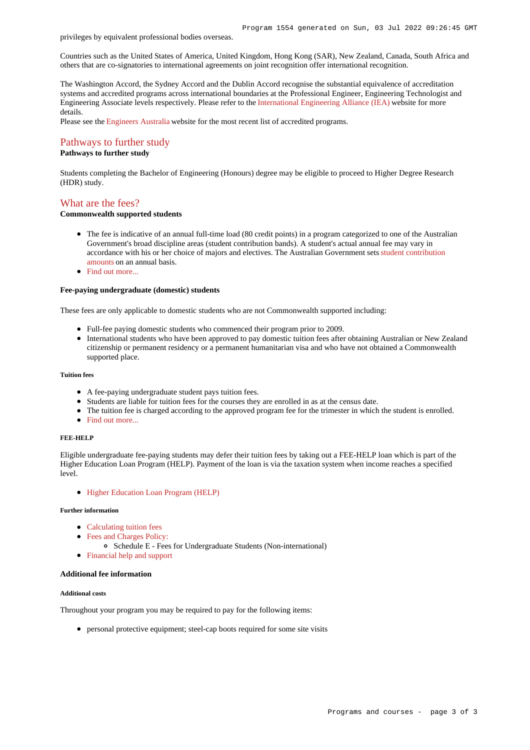privileges by equivalent professional bodies overseas.

Countries such as the United States of America, United Kingdom, Hong Kong (SAR), New Zealand, Canada, South Africa and others that are co-signatories to international agreements on joint recognition offer international recognition.

The Washington Accord, the Sydney Accord and the Dublin Accord recognise the substantial equivalence of accreditation systems and accredited programs across international boundaries at the Professional Engineer, Engineering Technologist and Engineering Associate levels respectively. Please refer to the International Engineering Alliance (IEA) website for more details.
Please see the Engineers Australia website for the most recent list of accredited programs.

## Pathways to further study

**Pathways to further study**

Students completing the Bachelor of Engineering (Honours) degree may be eligible to proceed to Higher Degree Research (HDR) study.

## What are the fees?

**Commonwealth supported students**

- The fee is indicative of an annual full-time load (80 credit points) in a program categorized to one of the Australian Government's broad discipline areas (student contribution bands). A student's actual annual fee may vary in accordance with his or her choice of majors and electives. The Australian Government sets student contribution amounts on an annual basis.
- Find out more...

**Fee-paying undergraduate (domestic) students**

These fees are only applicable to domestic students who are not Commonwealth supported including:

- Full-fee paying domestic students who commenced their program prior to 2009.
- International students who have been approved to pay domestic tuition fees after obtaining Australian or New Zealand citizenship or permanent residency or a permanent humanitarian visa and who have not obtained a Commonwealth supported place.

##### Tuition fees

- A fee-paying undergraduate student pays tuition fees.
- Students are liable for tuition fees for the courses they are enrolled in as at the census date.
- The tuition fee is charged according to the approved program fee for the trimester in which the student is enrolled.
- Find out more...

##### FEE-HELP

Eligible undergraduate fee-paying students may defer their tuition fees by taking out a FEE-HELP loan which is part of the Higher Education Loan Program (HELP). Payment of the loan is via the taxation system when income reaches a specified level.

- Higher Education Loan Program (HELP)

##### Further information

- Calculating tuition fees
- Fees and Charges Policy:
  - Schedule E - Fees for Undergraduate Students (Non-international)
- Financial help and support

**Additional fee information**

##### Additional costs

Throughout your program you may be required to pay for the following items:

- personal protective equipment; steel-cap boots required for some site visits